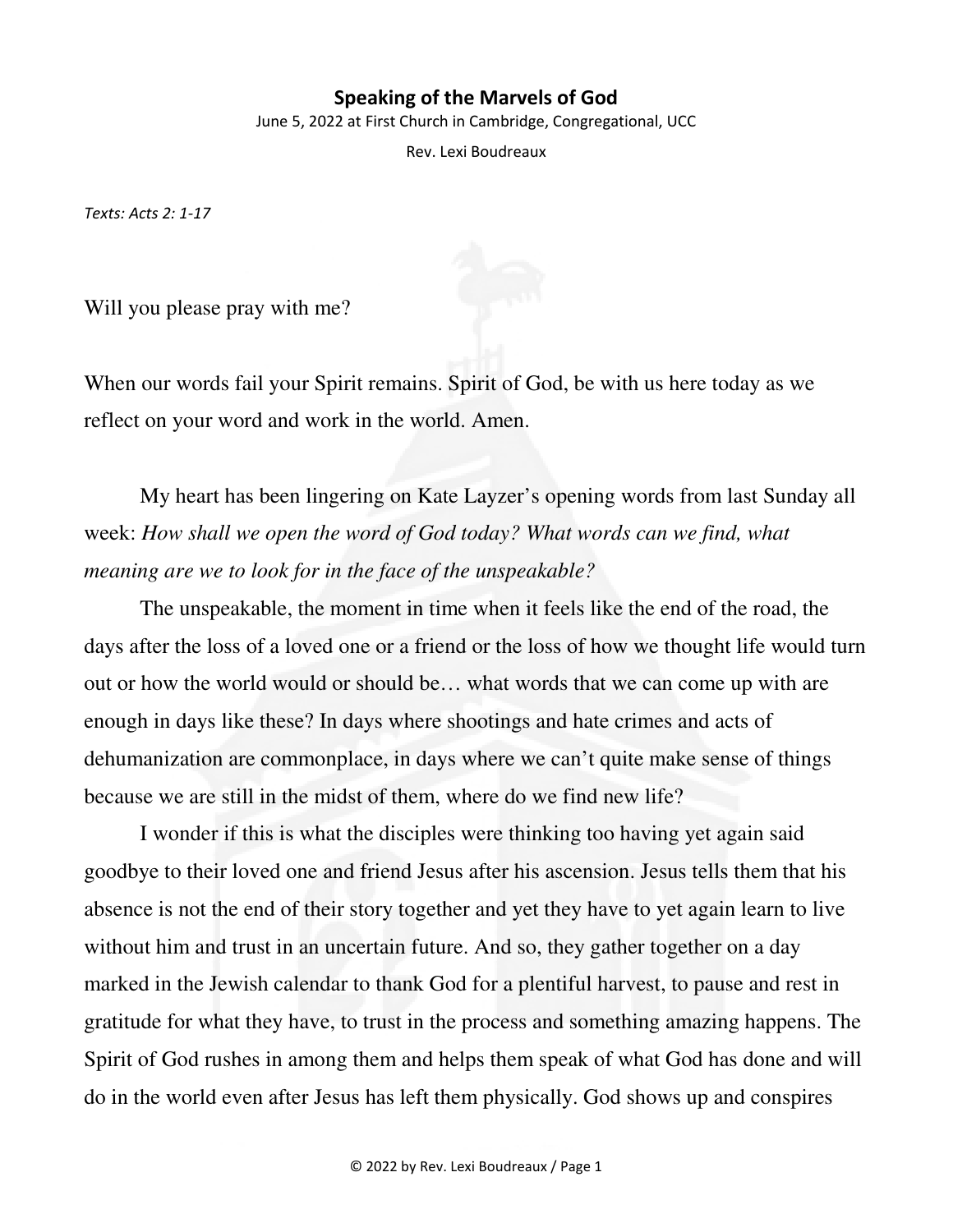# Speaking of the Marvels of God

June 5, 2022 at First Church in Cambridge, Congregational, UCC

Rev. Lexi Boudreaux

*Texts: Acts 2: 1-17*

Will you please pray with me?

When our words fail your Spirit remains. Spirit of God, be with us here today as we reflect on your word and work in the world. Amen.

My heart has been lingering on Kate Layzer's opening words from last Sunday all week: *How shall we open the word of God today? What words can we find, what meaning are we to look for in the face of the unspeakable?*

The unspeakable, the moment in time when it feels like the end of the road, the days after the loss of a loved one or a friend or the loss of how we thought life would turn out or how the world would or should be… what words that we can come up with are enough in days like these? In days where shootings and hate crimes and acts of dehumanization are commonplace, in days where we can't quite make sense of things because we are still in the midst of them, where do we find new life?

I wonder if this is what the disciples were thinking too having yet again said goodbye to their loved one and friend Jesus after his ascension. Jesus tells them that his absence is not the end of their story together and yet they have to yet again learn to live without him and trust in an uncertain future. And so, they gather together on a day marked in the Jewish calendar to thank God for a plentiful harvest, to pause and rest in gratitude for what they have, to trust in the process and something amazing happens. The Spirit of God rushes in among them and helps them speak of what God has done and will do in the world even after Jesus has left them physically. God shows up and conspires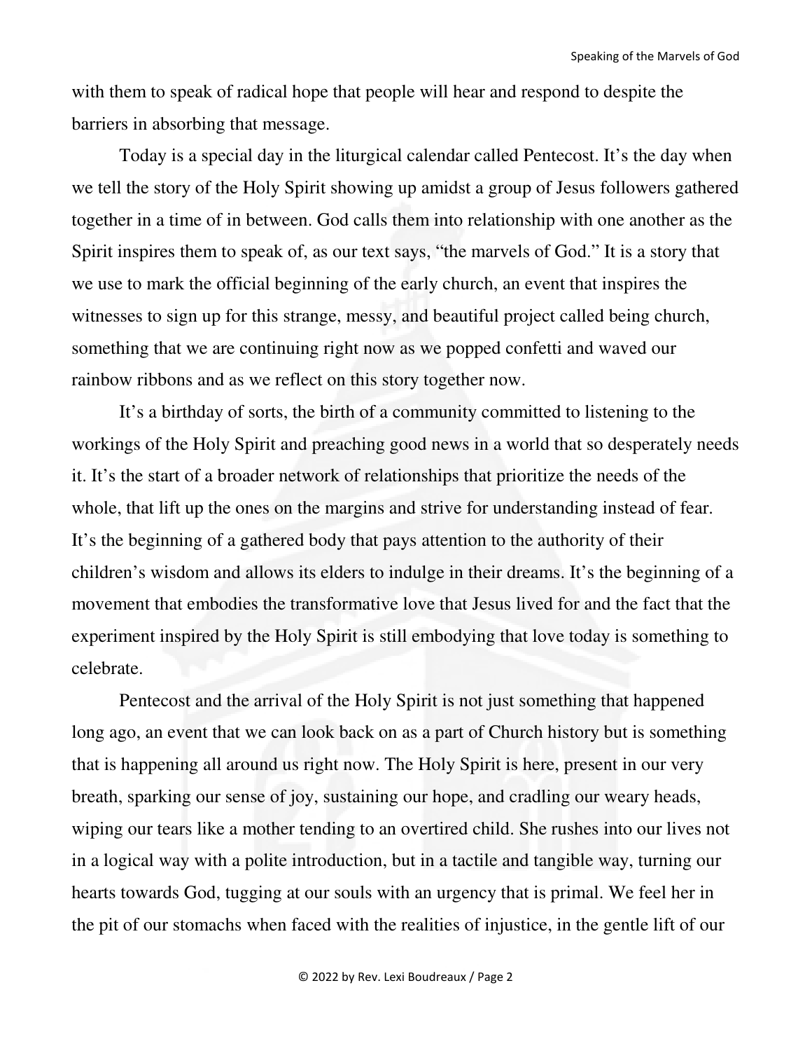with them to speak of radical hope that people will hear and respond to despite the barriers in absorbing that message.

Today is a special day in the liturgical calendar called Pentecost. It's the day when we tell the story of the Holy Spirit showing up amidst a group of Jesus followers gathered together in a time of in between. God calls them into relationship with one another as the Spirit inspires them to speak of, as our text says, "the marvels of God." It is a story that we use to mark the official beginning of the early church, an event that inspires the witnesses to sign up for this strange, messy, and beautiful project called being church, something that we are continuing right now as we popped confetti and waved our rainbow ribbons and as we reflect on this story together now.

It's a birthday of sorts, the birth of a community committed to listening to the workings of the Holy Spirit and preaching good news in a world that so desperately needs it. It's the start of a broader network of relationships that prioritize the needs of the whole, that lift up the ones on the margins and strive for understanding instead of fear. It's the beginning of a gathered body that pays attention to the authority of their children's wisdom and allows its elders to indulge in their dreams. It's the beginning of a movement that embodies the transformative love that Jesus lived for and the fact that the experiment inspired by the Holy Spirit is still embodying that love today is something to celebrate.

Pentecost and the arrival of the Holy Spirit is not just something that happened long ago, an event that we can look back on as a part of Church history but is something that is happening all around us right now. The Holy Spirit is here, present in our very breath, sparking our sense of joy, sustaining our hope, and cradling our weary heads, wiping our tears like a mother tending to an overtired child. She rushes into our lives not in a logical way with a polite introduction, but in a tactile and tangible way, turning our hearts towards God, tugging at our souls with an urgency that is primal. We feel her in the pit of our stomachs when faced with the realities of injustice, in the gentle lift of our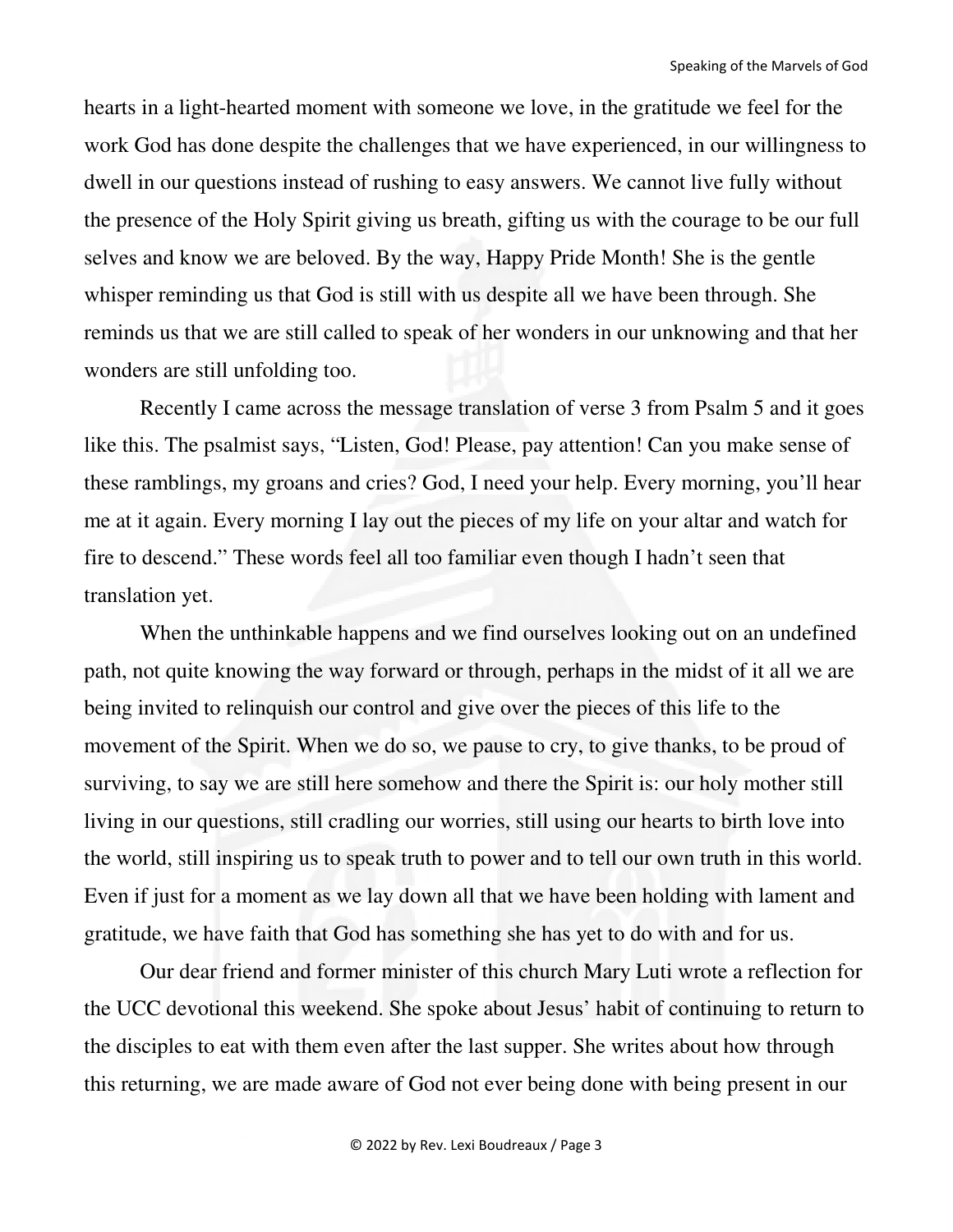hearts in a light-hearted moment with someone we love, in the gratitude we feel for the work God has done despite the challenges that we have experienced, in our willingness to dwell in our questions instead of rushing to easy answers. We cannot live fully without the presence of the Holy Spirit giving us breath, gifting us with the courage to be our full selves and know we are beloved. By the way, Happy Pride Month! She is the gentle whisper reminding us that God is still with us despite all we have been through. She reminds us that we are still called to speak of her wonders in our unknowing and that her wonders are still unfolding too.

Recently I came across the message translation of verse 3 from Psalm 5 and it goes like this. The psalmist says, "Listen, God! Please, pay attention! Can you make sense of these ramblings, my groans and cries? God, I need your help. Every morning, you'll hear me at it again. Every morning I lay out the pieces of my life on your altar and watch for fire to descend." These words feel all too familiar even though I hadn't seen that translation yet.

When the unthinkable happens and we find ourselves looking out on an undefined path, not quite knowing the way forward or through, perhaps in the midst of it all we are being invited to relinquish our control and give over the pieces of this life to the movement of the Spirit. When we do so, we pause to cry, to give thanks, to be proud of surviving, to say we are still here somehow and there the Spirit is: our holy mother still living in our questions, still cradling our worries, still using our hearts to birth love into the world, still inspiring us to speak truth to power and to tell our own truth in this world. Even if just for a moment as we lay down all that we have been holding with lament and gratitude, we have faith that God has something she has yet to do with and for us.

Our dear friend and former minister of this church Mary Luti wrote a reflection for the UCC devotional this weekend. She spoke about Jesus' habit of continuing to return to the disciples to eat with them even after the last supper. She writes about how through this returning, we are made aware of God not ever being done with being present in our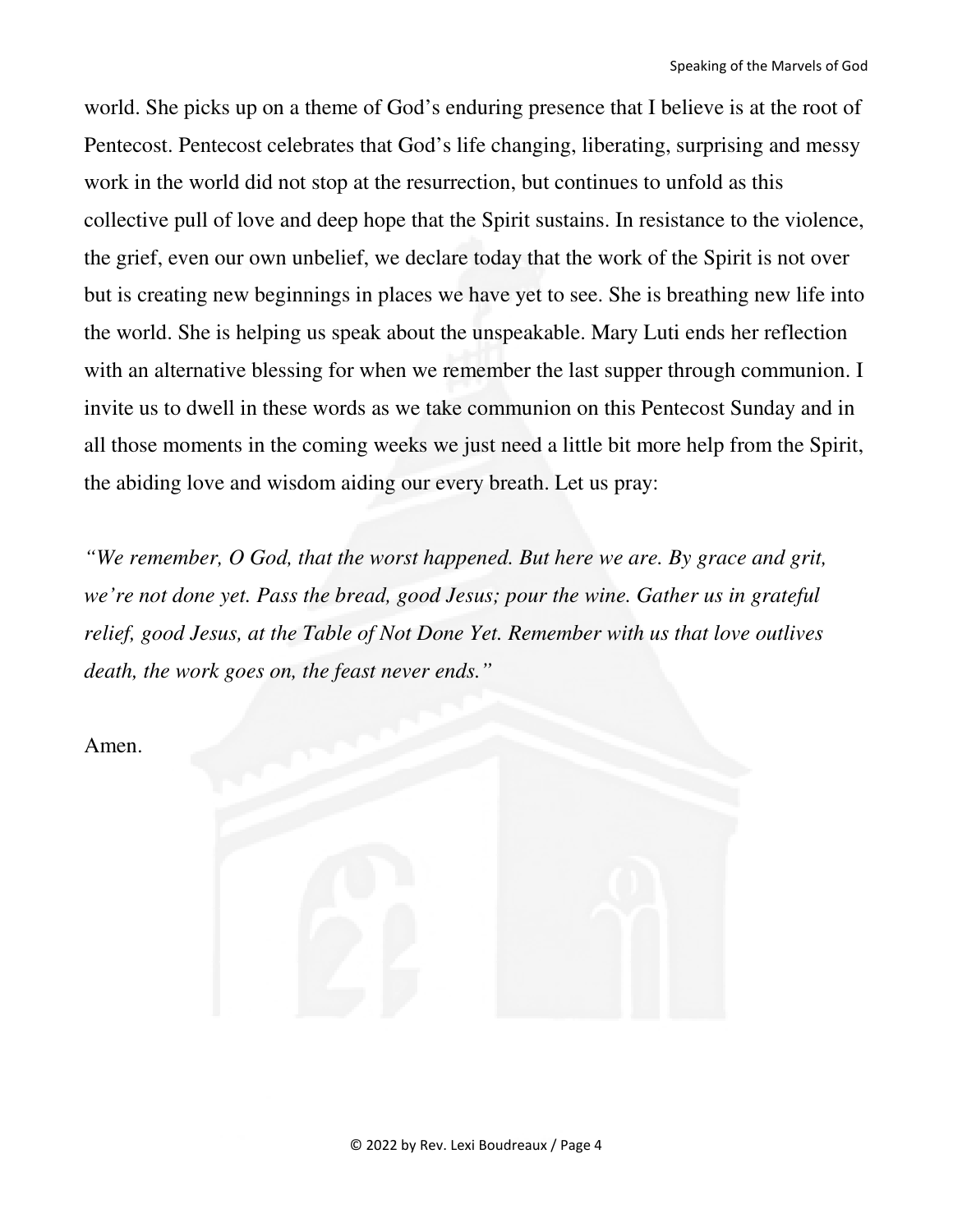world. She picks up on a theme of God's enduring presence that I believe is at the root of Pentecost. Pentecost celebrates that God's life changing, liberating, surprising and messy work in the world did not stop at the resurrection, but continues to unfold as this collective pull of love and deep hope that the Spirit sustains. In resistance to the violence, the grief, even our own unbelief, we declare today that the work of the Spirit is not over but is creating new beginnings in places we have yet to see. She is breathing new life into the world. She is helping us speak about the unspeakable. Mary Luti ends her reflection with an alternative blessing for when we remember the last supper through communion. I invite us to dwell in these words as we take communion on this Pentecost Sunday and in all those moments in the coming weeks we just need a little bit more help from the Spirit, the abiding love and wisdom aiding our every breath. Let us pray:

*"We remember, O God, that the worst happened. But here we are. By grace and grit, we're not done yet. Pass the bread, good Jesus; pour the wine. Gather us in grateful relief, good Jesus, at the Table of Not Done Yet. Remember with us that love outlives death, the work goes on, the feast never ends."*

Amen.

© 2022 by Rev. Lexi Boudreaux